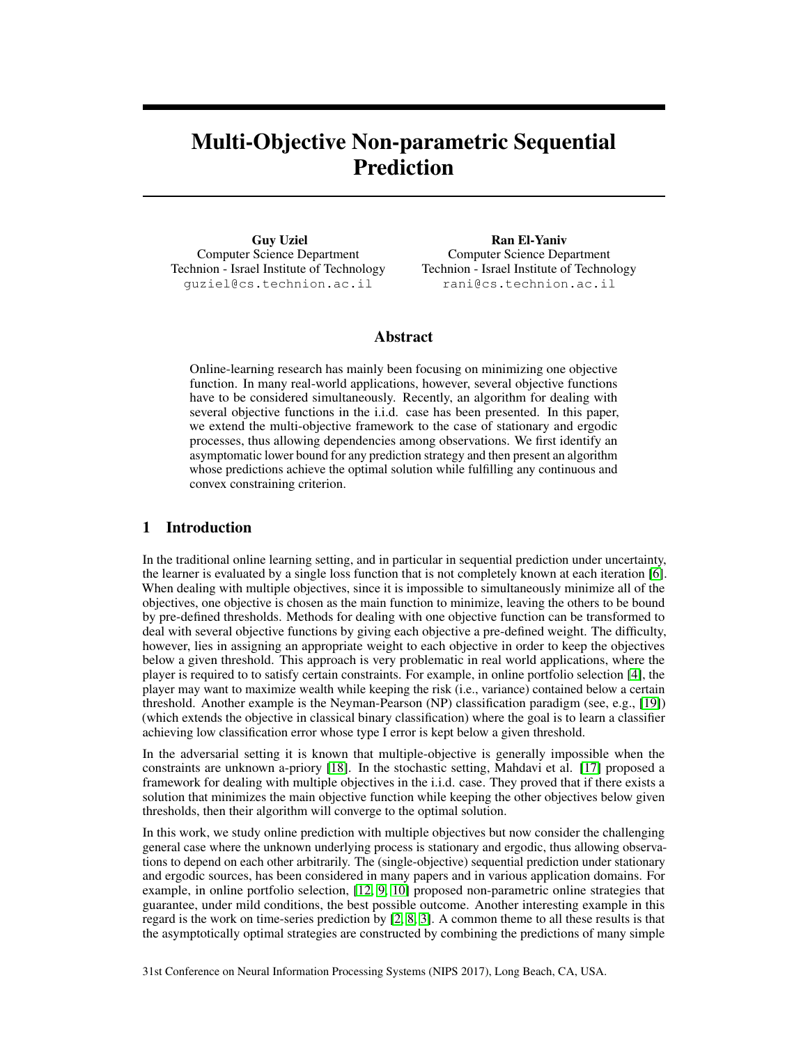# Multi-Objective Non-parametric Sequential Prediction

**Guy Uziel**
Computer Science Department
Technion - Israel Institute of Technology
guziel@cs.technion.ac.il

**Ran El-Yaniv**
Computer Science Department
Technion - Israel Institute of Technology
rani@cs.technion.ac.il

## Abstract

Online-learning research has mainly been focusing on minimizing one objective function. In many real-world applications, however, several objective functions have to be considered simultaneously. Recently, an algorithm for dealing with several objective functions in the i.i.d. case has been presented. In this paper, we extend the multi-objective framework to the case of stationary and ergodic processes, thus allowing dependencies among observations. We first identify an asymptomatic lower bound for any prediction strategy and then present an algorithm whose predictions achieve the optimal solution while fulfilling any continuous and convex constraining criterion.

## 1 Introduction

In the traditional online learning setting, and in particular in sequential prediction under uncertainty, the learner is evaluated by a single loss function that is not completely known at each iteration [6]. When dealing with multiple objectives, since it is impossible to simultaneously minimize all of the objectives, one objective is chosen as the main function to minimize, leaving the others to be bound by pre-defined thresholds. Methods for dealing with one objective function can be transformed to deal with several objective functions by giving each objective a pre-defined weight. The difficulty, however, lies in assigning an appropriate weight to each objective in order to keep the objectives below a given threshold. This approach is very problematic in real world applications, where the player is required to to satisfy certain constraints. For example, in online portfolio selection [4], the player may want to maximize wealth while keeping the risk (i.e., variance) contained below a certain threshold. Another example is the Neyman-Pearson (NP) classification paradigm (see, e.g., [19]) (which extends the objective in classical binary classification) where the goal is to learn a classifier achieving low classification error whose type I error is kept below a given threshold.

In the adversarial setting it is known that multiple-objective is generally impossible when the constraints are unknown a-priory [18]. In the stochastic setting, Mahdavi et al. [17] proposed a framework for dealing with multiple objectives in the i.i.d. case. They proved that if there exists a solution that minimizes the main objective function while keeping the other objectives below given thresholds, then their algorithm will converge to the optimal solution.

In this work, we study online prediction with multiple objectives but now consider the challenging general case where the unknown underlying process is stationary and ergodic, thus allowing observations to depend on each other arbitrarily. The (single-objective) sequential prediction under stationary and ergodic sources, has been considered in many papers and in various application domains. For example, in online portfolio selection, [12, 9, 10] proposed non-parametric online strategies that guarantee, under mild conditions, the best possible outcome. Another interesting example in this regard is the work on time-series prediction by [2, 8, 3]. A common theme to all these results is that the asymptotically optimal strategies are constructed by combining the predictions of many simple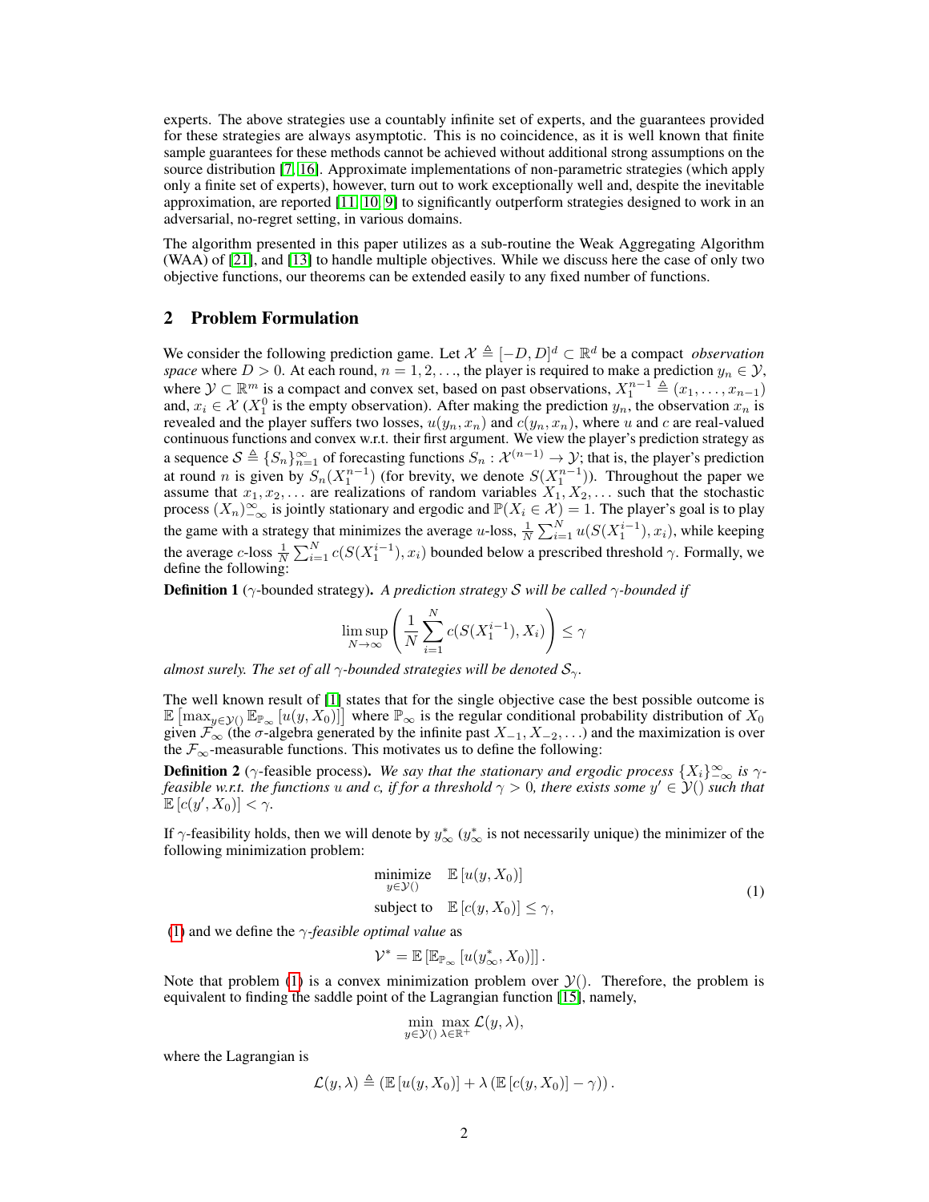experts. The above strategies use a countably infinite set of experts, and the guarantees provided for these strategies are always asymptotic. This is no coincidence, as it is well known that finite sample guarantees for these methods cannot be achieved without additional strong assumptions on the source distribution [7, 16]. Approximate implementations of non-parametric strategies (which apply only a finite set of experts), however, turn out to work exceptionally well and, despite the inevitable approximation, are reported [11, 10, 9] to significantly outperform strategies designed to work in an adversarial, no-regret setting, in various domains.

The algorithm presented in this paper utilizes as a sub-routine the Weak Aggregating Algorithm (WAA) of [21], and [13] to handle multiple objectives. While we discuss here the case of only two objective functions, our theorems can be extended easily to any fixed number of functions.

## 2 Problem Formulation

We consider the following prediction game. Let $\mathcal{X} \triangleq [-D, D]^d \subset \mathbb{R}^d$ be a compact *observation space* where $D > 0$. At each round, $n = 1, 2, \ldots$, the player is required to make a prediction $y_n \in \mathcal{Y}$, where $\mathcal{Y} \subset \mathbb{R}^m$ is a compact and convex set, based on past observations, $X_1^{n-1} \triangleq (x_1, \ldots, x_{n-1})$ and, $x_i \in \mathcal{X}$ ($X_1^0$ is the empty observation). After making the prediction $y_n$, the observation $x_n$ is revealed and the player suffers two losses, $u(y_n, x_n)$ and $c(y_n, x_n)$, where $u$ and $c$ are real-valued continuous functions and convex w.r.t. their first argument. We view the player's prediction strategy as a sequence $\mathcal{S} \triangleq \{S_n\}_{n=1}^{\infty}$ of forecasting functions $S_n : \mathcal{X}^{(n-1)} \to \mathcal{Y}$; that is, the player's prediction at round $n$ is given by $S_n(X_1^{n-1})$ (for brevity, we denote $S(X_1^{n-1})$). Throughout the paper we assume that $x_1, x_2, \ldots$ are realizations of random variables $X_1, X_2, \ldots$ such that the stochastic process $(X_n)_{-\infty}^{\infty}$ is jointly stationary and ergodic and $\mathbb{P}(X_i \in \mathcal{X}) = 1$. The player's goal is to play the game with a strategy that minimizes the average $u$-loss, $\frac{1}{N}\sum_{i=1}^{N} u(S(X_1^{i-1}), x_i)$, while keeping the average $c$-loss $\frac{1}{N}\sum_{i=1}^{N} c(S(X_1^{i-1}), x_i)$ bounded below a prescribed threshold $\gamma$. Formally, we define the following:

**Definition 1** ($\gamma$-bounded strategy). *A prediction strategy $\mathcal{S}$ will be called $\gamma$-bounded if*

$$\limsup_{N\to\infty} \left( \frac{1}{N} \sum_{i=1}^{N} c(S(X_1^{i-1}), X_i) \right) \leq \gamma$$

*almost surely. The set of all $\gamma$-bounded strategies will be denoted $\mathcal{S}_\gamma$.*

The well known result of [1] states that for the single objective case the best possible outcome is $\mathbb{E}\left[\max_{y \in \mathcal{Y}()} \mathbb{E}_{\mathbb{P}_\infty}\left[u(y, X_0)\right]\right]$ where $\mathbb{P}_\infty$ is the regular conditional probability distribution of $X_0$ given $\mathcal{F}_\infty$ (the $\sigma$-algebra generated by the infinite past $X_{-1}, X_{-2}, \ldots$) and the maximization is over the $\mathcal{F}_\infty$-measurable functions. This motivates us to define the following:

**Definition 2** ($\gamma$-feasible process). *We say that the stationary and ergodic process $\{X_i\}_{-\infty}^{\infty}$ is $\gamma$-feasible w.r.t. the functions $u$ and $c$, if for a threshold $\gamma > 0$, there exists some $y' \in \mathcal{Y}()$ such that $\mathbb{E}\left[c(y', X_0)\right] < \gamma$.*

If $\gamma$-feasibility holds, then we will denote by $y_\infty^*$ ($y_\infty^*$ is not necessarily unique) the minimizer of the following minimization problem:

$$\begin{aligned} \underset{y \in \mathcal{Y}()}{\text{minimize}} \quad & \mathbb{E}\left[u(y, X_0)\right] \\ \text{subject to} \quad & \mathbb{E}\left[c(y, X_0)\right] \leq \gamma, \end{aligned} \tag{1}$$

(1) and we define the $\gamma$-*feasible optimal value* as

$$\mathcal{V}^* = \mathbb{E}\left[\mathbb{E}_{\mathbb{P}_\infty}\left[u(y_\infty^*, X_0)\right]\right].$$

Note that problem (1) is a convex minimization problem over $\mathcal{Y}()$. Therefore, the problem is equivalent to finding the saddle point of the Lagrangian function [15], namely,

$$\min_{y \in \mathcal{Y}()} \max_{\lambda \in \mathbb{R}^+} \mathcal{L}(y, \lambda),$$

where the Lagrangian is

$$\mathcal{L}(y, \lambda) \triangleq \left(\mathbb{E}\left[u(y, X_0)\right] + \lambda \left(\mathbb{E}\left[c(y, X_0)\right] - \gamma\right)\right).$$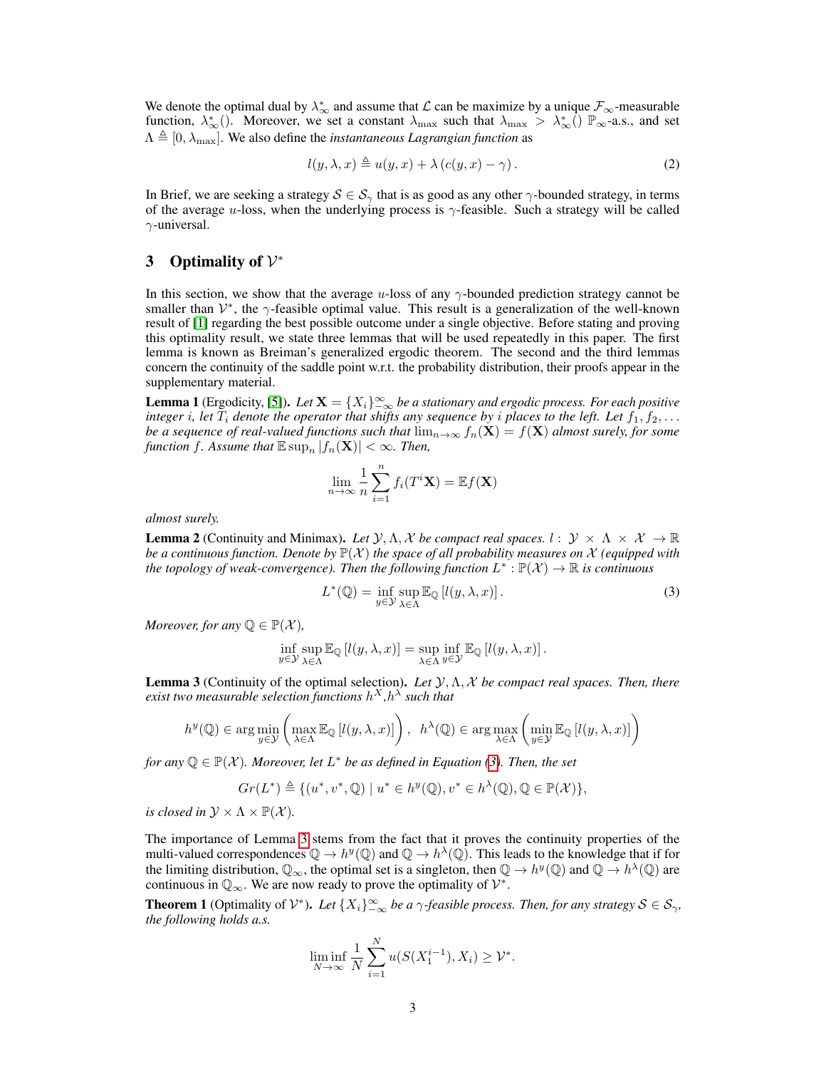We denote the optimal dual by $\lambda^*_\infty$ and assume that $\mathcal{L}$ can be maximize by a unique $\mathcal{F}_\infty$-measurable function, $\lambda^*_\infty()$. Moreover, we set a constant $\lambda_{\max}$ such that $\lambda_{\max} > \lambda^*_\infty()$ $\mathbb{P}_\infty$-a.s., and set $\Lambda \triangleq [0, \lambda_{\max}]$. We also define the *instantaneous Lagrangian function* as

$$l(y, \lambda, x) \triangleq u(y, x) + \lambda \left( c(y, x) - \gamma \right). \tag{2}$$

In Brief, we are seeking a strategy $\mathcal{S} \in \mathcal{S}_\gamma$ that is as good as any other $\gamma$-bounded strategy, in terms of the average $u$-loss, when the underlying process is $\gamma$-feasible. Such a strategy will be called $\gamma$-universal.

## 3 Optimality of $\mathcal{V}^*$

In this section, we show that the average $u$-loss of any $\gamma$-bounded prediction strategy cannot be smaller than $\mathcal{V}^*$, the $\gamma$-feasible optimal value. This result is a generalization of the well-known result of [1] regarding the best possible outcome under a single objective. Before stating and proving this optimality result, we state three lemmas that will be used repeatedly in this paper. The first lemma is known as Breiman's generalized ergodic theorem. The second and the third lemmas concern the continuity of the saddle point w.r.t. the probability distribution, their proofs appear in the supplementary material.

**Lemma 1** (Ergodicity, [5]). *Let $\mathbf{X} = \{X_i\}_{-\infty}^{\infty}$ be a stationary and ergodic process. For each positive integer $i$, let $T_i$ denote the operator that shifts any sequence by $i$ places to the left. Let $f_1, f_2, \ldots$ be a sequence of real-valued functions such that $\lim_{n\to\infty} f_n(\mathbf{X}) = f(\mathbf{X})$ almost surely, for some function $f$. Assume that $\mathbb{E}\sup_n |f_n(\mathbf{X})| < \infty$. Then,*

$$\lim_{n\to\infty} \frac{1}{n} \sum_{i=1}^{n} f_i(T^i \mathbf{X}) = \mathbb{E} f(\mathbf{X})$$

*almost surely.*

**Lemma 2** (Continuity and Minimax). *Let $\mathcal{Y}, \Lambda, \mathcal{X}$ be compact real spaces. $l : \mathcal{Y} \times \Lambda \times \mathcal{X} \to \mathbb{R}$ be a continuous function. Denote by $\mathbb{P}(\mathcal{X})$ the space of all probability measures on $\mathcal{X}$ (equipped with the topology of weak-convergence). Then the following function $L^* : \mathbb{P}(\mathcal{X}) \to \mathbb{R}$ is continuous*

$$L^*(\mathbb{Q}) = \inf_{y\in\mathcal{Y}} \sup_{\lambda\in\Lambda} \mathbb{E}_{\mathbb{Q}} \left[ l(y, \lambda, x) \right]. \tag{3}$$

*Moreover, for any $\mathbb{Q} \in \mathbb{P}(\mathcal{X})$,*

$$\inf_{y\in\mathcal{Y}} \sup_{\lambda\in\Lambda} \mathbb{E}_{\mathbb{Q}} \left[ l(y, \lambda, x) \right] = \sup_{\lambda\in\Lambda} \inf_{y\in\mathcal{Y}} \mathbb{E}_{\mathbb{Q}} \left[ l(y, \lambda, x) \right].$$

**Lemma 3** (Continuity of the optimal selection). *Let $\mathcal{Y}, \Lambda, \mathcal{X}$ be compact real spaces. Then, there exist two measurable selection functions $h^X$, $h^\lambda$ such that*

$$h^y(\mathbb{Q}) \in \arg\min_{y\in\mathcal{Y}} \left( \max_{\lambda\in\Lambda} \mathbb{E}_{\mathbb{Q}} \left[ l(y, \lambda, x) \right] \right), \;\; h^\lambda(\mathbb{Q}) \in \arg\max_{\lambda\in\Lambda} \left( \min_{y\in\mathcal{Y}} \mathbb{E}_{\mathbb{Q}} \left[ l(y, \lambda, x) \right] \right)$$

*for any $\mathbb{Q} \in \mathbb{P}(\mathcal{X})$. Moreover, let $L^*$ be as defined in Equation (3). Then, the set*

$$Gr(L^*) \triangleq \{(u^*, v^*, \mathbb{Q}) \mid u^* \in h^y(\mathbb{Q}), v^* \in h^\lambda(\mathbb{Q}), \mathbb{Q} \in \mathbb{P}(\mathcal{X})\},$$

*is closed in $\mathcal{Y} \times \Lambda \times \mathbb{P}(\mathcal{X})$.*

The importance of Lemma 3 stems from the fact that it proves the continuity properties of the multi-valued correspondences $\mathbb{Q} \to h^y(\mathbb{Q})$ and $\mathbb{Q} \to h^\lambda(\mathbb{Q})$. This leads to the knowledge that if for the limiting distribution, $\mathbb{Q}_\infty$, the optimal set is a singleton, then $\mathbb{Q} \to h^y(\mathbb{Q})$ and $\mathbb{Q} \to h^\lambda(\mathbb{Q})$ are continuous in $\mathbb{Q}_\infty$. We are now ready to prove the optimality of $\mathcal{V}^*$.

**Theorem 1** (Optimality of $\mathcal{V}^*$). *Let $\{X_i\}_{-\infty}^{\infty}$ be a $\gamma$-feasible process. Then, for any strategy $\mathcal{S} \in \mathcal{S}_\gamma$, the following holds a.s.*

$$\liminf_{N\to\infty} \frac{1}{N} \sum_{i=1}^{N} u(S(X_1^{i-1}), X_i) \geq \mathcal{V}^*.$$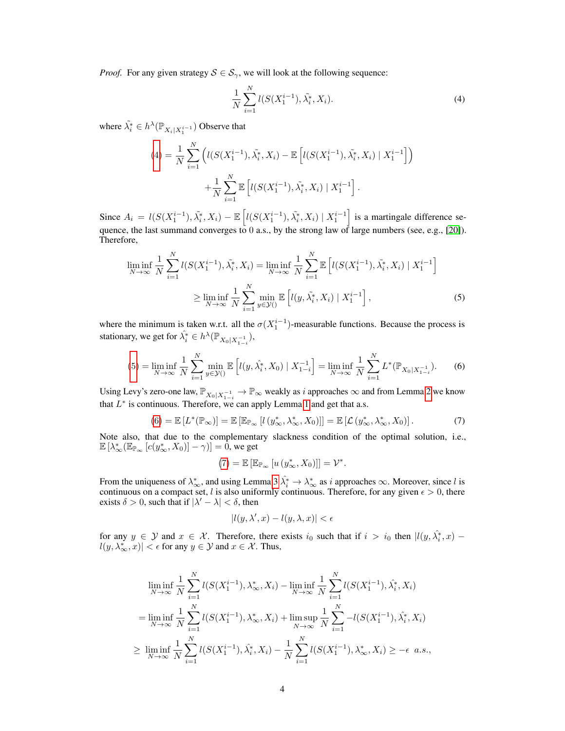*Proof.* For any given strategy $\mathcal{S} \in \mathcal{S}_\gamma$, we will look at the following sequence:

$$\frac{1}{N}\sum_{i=1}^{N} l(S(X_1^{i-1}), \tilde{\lambda}_i^*, X_i). \tag{4}$$

where $\tilde{\lambda}_i^* \in h^\lambda(\mathbb{P}_{X_i|X_1^{i-1}})$ Observe that

$$(4) = \frac{1}{N}\sum_{i=1}^{N}\Big(l(S(X_1^{i-1}), \tilde{\lambda}_i^*, X_i) - \mathbb{E}\left[l(S(X_1^{i-1}), \tilde{\lambda}_i^*, X_i) \mid X_1^{i-1}\right]\Big)$$
$$+\frac{1}{N}\sum_{i=1}^{N}\mathbb{E}\left[l(S(X_1^{i-1}), \tilde{\lambda}_i^*, X_i) \mid X_1^{i-1}\right].$$

Since $A_i = l(S(X_1^{i-1}), \tilde{\lambda}_i^*, X_i) - \mathbb{E}\left[l(S(X_1^{i-1}), \tilde{\lambda}_i^*, X_i) \mid X_1^{i-1}\right]$ is a martingale difference sequence, the last summand converges to 0 a.s., by the strong law of large numbers (see, e.g., [20]). Therefore,

$$\liminf_{N\to\infty}\frac{1}{N}\sum_{i=1}^{N} l(S(X_1^{i-1}), \tilde{\lambda}_i^*, X_i) = \liminf_{N\to\infty}\frac{1}{N}\sum_{i=1}^{N}\mathbb{E}\left[l(S(X_1^{i-1}), \tilde{\lambda}_i^*, X_i) \mid X_1^{i-1}\right]$$
$$\geq \liminf_{N\to\infty}\frac{1}{N}\sum_{i=1}^{N}\min_{y\in\mathcal{Y}()}\mathbb{E}\left[l(y, \tilde{\lambda}_i^*, X_i) \mid X_1^{i-1}\right], \tag{5}$$

where the minimum is taken w.r.t. all the $\sigma(X_1^{i-1})$-measurable functions. Because the process is stationary, we get for $\hat{\lambda}_i^* \in h^\lambda(\mathbb{P}_{X_0|X_{1-i}^{-1}})$,

$$(5) = \liminf_{N\to\infty}\frac{1}{N}\sum_{i=1}^{N}\min_{y\in\mathcal{Y}()}\mathbb{E}\left[l(y, \hat{\lambda}_i^*, X_0) \mid X_{1-i}^{-1}\right] = \liminf_{N\to\infty}\frac{1}{N}\sum_{i=1}^{N} L^*(\mathbb{P}_{X_0|X_{1-i}^{-1}}). \tag{6}$$

Using Levy's zero-one law, $\mathbb{P}_{X_0|X_{1-i}^{-1}} \to \mathbb{P}_\infty$ weakly as $i$ approaches $\infty$ and from Lemma 2 we know that $L^*$ is continuous. Therefore, we can apply Lemma 1 and get that a.s.

$$(6) = \mathbb{E}\left[L^*(\mathbb{P}_\infty)\right] = \mathbb{E}\left[\mathbb{E}_{\mathbb{P}_\infty}\left[l\left(y_\infty^*, \lambda_\infty^*, X_0\right)\right]\right] = \mathbb{E}\left[\mathcal{L}\left(y_\infty^*, \lambda_\infty^*, X_0\right)\right]. \tag{7}$$

Note also, that due to the complementary slackness condition of the optimal solution, i.e., $\mathbb{E}\left[\lambda_\infty^*(\mathbb{E}_{\mathbb{P}_\infty}\left[c(y_\infty^*, X_0)\right] - \gamma)\right] = 0$, we get

$$(7) = \mathbb{E}\left[\mathbb{E}_{\mathbb{P}_\infty}\left[u\left(y_\infty^*, X_0\right)\right]\right] = \mathcal{V}^*.$$

From the uniqueness of $\lambda_\infty^*$, and using Lemma 3 $\hat{\lambda}_i^* \to \lambda_\infty^*$ as $i$ approaches $\infty$. Moreover, since $l$ is continuous on a compact set, $l$ is also uniformly continuous. Therefore, for any given $\epsilon > 0$, there exists $\delta > 0$, such that if $|\lambda' - \lambda| < \delta$, then

$$|l(y, \lambda', x) - l(y, \lambda, x)| < \epsilon$$

for any $y \in \mathcal{Y}$ and $x \in \mathcal{X}$. Therefore, there exists $i_0$ such that if $i > i_0$ then $|l(y, \hat{\lambda}_i^*, x) - l(y, \lambda_\infty^*, x)| < \epsilon$ for any $y \in \mathcal{Y}$ and $x \in \mathcal{X}$. Thus,

$$\liminf_{N\to\infty}\frac{1}{N}\sum_{i=1}^{N} l(S(X_1^{i-1}), \lambda_\infty^*, X_i) - \liminf_{N\to\infty}\frac{1}{N}\sum_{i=1}^{N} l(S(X_1^{i-1}), \hat{\lambda}_i^*, X_i)$$
$$= \liminf_{N\to\infty}\frac{1}{N}\sum_{i=1}^{N} l(S(X_1^{i-1}), \lambda_\infty^*, X_i) + \limsup_{N\to\infty}\frac{1}{N}\sum_{i=1}^{N} -l(S(X_1^{i-1}), \hat{\lambda}_i^*, X_i)$$
$$\geq \liminf_{N\to\infty}\frac{1}{N}\sum_{i=1}^{N} l(S(X_1^{i-1}), \hat{\lambda}_i^*, X_i) - \frac{1}{N}\sum_{i=1}^{N} l(S(X_1^{i-1}), \lambda_\infty^*, X_i) \geq -\epsilon \;\; a.s.,$$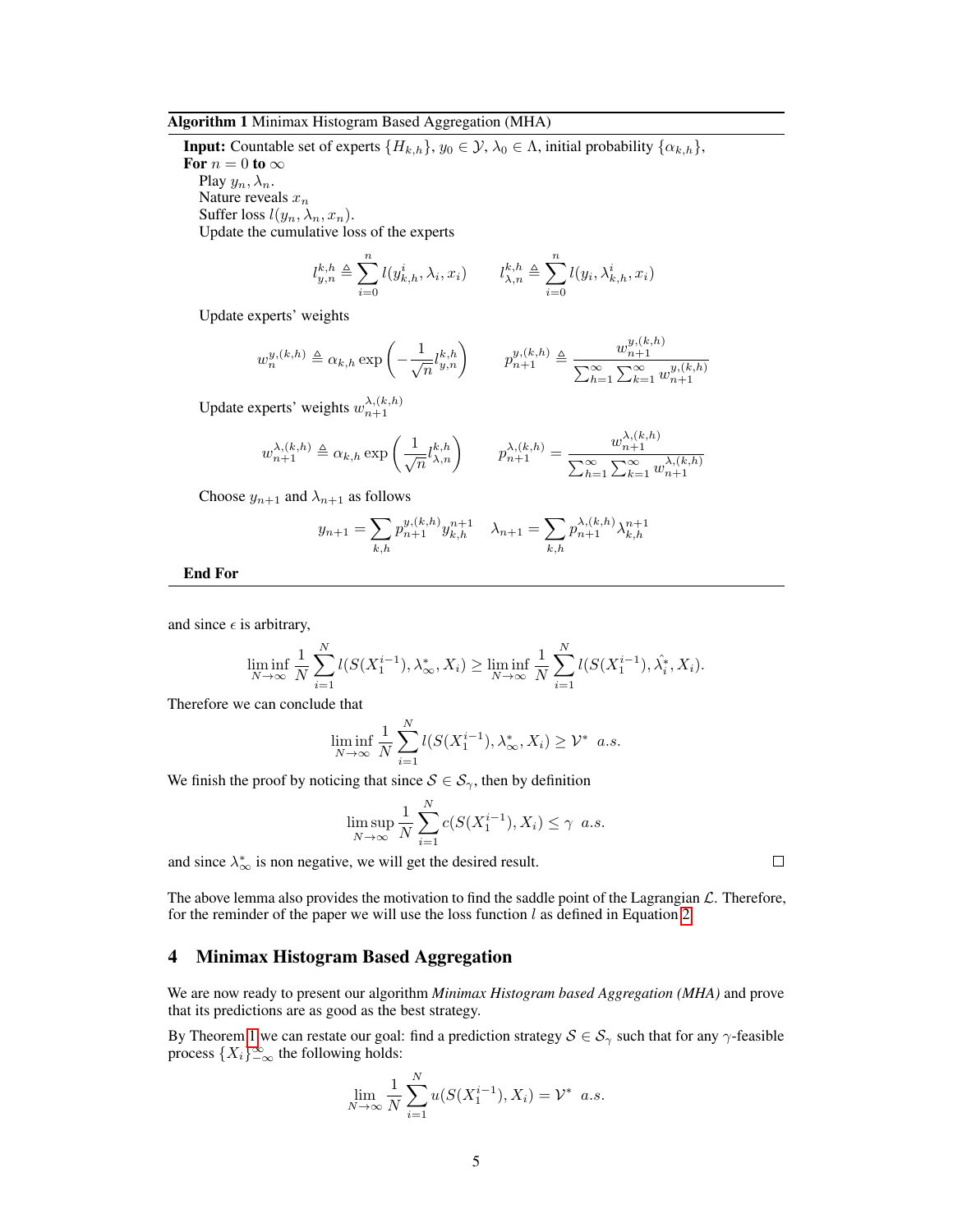**Algorithm 1** Minimax Histogram Based Aggregation (MHA)

**Input:** Countable set of experts $\{H_{k,h}\}$, $y_0 \in \mathcal{Y}$, $\lambda_0 \in \Lambda$, initial probability $\{\alpha_{k,h}\}$,
**For** $n = 0$ **to** $\infty$
  Play $y_n, \lambda_n$.
  Nature reveals $x_n$
  Suffer loss $l(y_n, \lambda_n, x_n)$.
  Update the cumulative loss of the experts

$$l_{y,n}^{k,h} \triangleq \sum_{i=0}^{n} l(y_{k,h}^{i}, \lambda_i, x_i) \qquad l_{\lambda,n}^{k,h} \triangleq \sum_{i=0}^{n} l(y_i, \lambda_{k,h}^{i}, x_i)$$

  Update experts' weights

$$w_n^{y,(k,h)} \triangleq \alpha_{k,h} \exp\left(-\frac{1}{\sqrt{n}} l_{y,n}^{k,h}\right) \qquad p_{n+1}^{y,(k,h)} \triangleq \frac{w_{n+1}^{y,(k,h)}}{\sum_{h=1}^{\infty}\sum_{k=1}^{\infty} w_{n+1}^{y,(k,h)}}$$

  Update experts' weights $w_{n+1}^{\lambda,(k,h)}$

$$w_{n+1}^{\lambda,(k,h)} \triangleq \alpha_{k,h} \exp\left(\frac{1}{\sqrt{n}} l_{\lambda,n}^{k,h}\right) \qquad p_{n+1}^{\lambda,(k,h)} = \frac{w_{n+1}^{\lambda,(k,h)}}{\sum_{h=1}^{\infty}\sum_{k=1}^{\infty} w_{n+1}^{\lambda,(k,h)}}$$

  Choose $y_{n+1}$ and $\lambda_{n+1}$ as follows

$$y_{n+1} = \sum_{k,h} p_{n+1}^{y,(k,h)} y_{k,h}^{n+1} \qquad \lambda_{n+1} = \sum_{k,h} p_{n+1}^{\lambda,(k,h)} \lambda_{k,h}^{n+1}$$

**End For**

---

and since $\epsilon$ is arbitrary,

$$\liminf_{N\to\infty} \frac{1}{N}\sum_{i=1}^{N} l(S(X_1^{i-1}), \lambda_\infty^*, X_i) \geq \liminf_{N\to\infty} \frac{1}{N}\sum_{i=1}^{N} l(S(X_1^{i-1}), \hat{\lambda}_i^*, X_i).$$

Therefore we can conclude that

$$\liminf_{N\to\infty} \frac{1}{N}\sum_{i=1}^{N} l(S(X_1^{i-1}), \lambda_\infty^*, X_i) \geq \mathcal{V}^* \;\; a.s.$$

We finish the proof by noticing that since $\mathcal{S} \in \mathcal{S}_\gamma$, then by definition

$$\limsup_{N\to\infty} \frac{1}{N}\sum_{i=1}^{N} c(S(X_1^{i-1}), X_i) \leq \gamma \;\; a.s.$$

and since $\lambda_\infty^*$ is non negative, we will get the desired result. □

The above lemma also provides the motivation to find the saddle point of the Lagrangian $\mathcal{L}$. Therefore, for the reminder of the paper we will use the loss function $l$ as defined in Equation 2.

## 4 Minimax Histogram Based Aggregation

We are now ready to present our algorithm *Minimax Histogram based Aggregation (MHA)* and prove that its predictions are as good as the best strategy.

By Theorem 1 we can restate our goal: find a prediction strategy $\mathcal{S} \in \mathcal{S}_\gamma$ such that for any $\gamma$-feasible process $\{X_i\}_{-\infty}^{\infty}$ the following holds:

$$\lim_{N\to\infty} \frac{1}{N}\sum_{i=1}^{N} u(S(X_1^{i-1}), X_i) = \mathcal{V}^* \;\; a.s.$$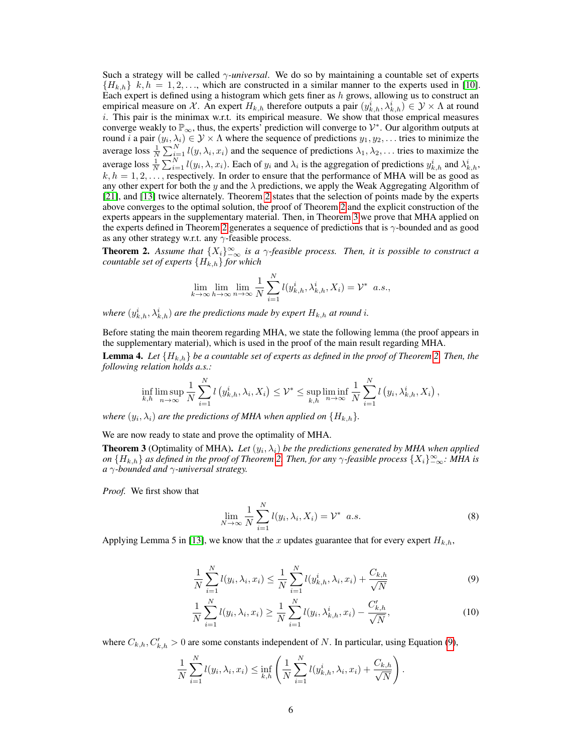Such a strategy will be called $\gamma$-*universal*. We do so by maintaining a countable set of experts $\{H_{k,h}\}$ $k,h = 1,2,\ldots$, which are constructed in a similar manner to the experts used in [10]. Each expert is defined using a histogram which gets finer as $h$ grows, allowing us to construct an empirical measure on $\mathcal{X}$. An expert $H_{k,h}$ therefore outputs a pair $(y^i_{k,h}, \lambda^i_{k,h}) \in \mathcal{Y} \times \Lambda$ at round $i$. This pair is the minimax w.r.t. its empirical measure. We show that those emprical measures converge weakly to $\mathbb{P}_\infty$, thus, the experts' prediction will converge to $\mathcal{V}^*$. Our algorithm outputs at round $i$ a pair $(y_i, \lambda_i) \in \mathcal{Y} \times \Lambda$ where the sequence of predictions $y_1, y_2, \ldots$ tries to minimize the average loss $\frac{1}{N}\sum_{i=1}^{N} l(y, \lambda_i, x_i)$ and the sequence of predictions $\lambda_1, \lambda_2, \ldots$ tries to maximize the average loss $\frac{1}{N}\sum_{i=1}^{N} l(y_i, \lambda, x_i)$. Each of $y_i$ and $\lambda_i$ is the aggregation of predictions $y^i_{k,h}$ and $\lambda^i_{k,h}$, $k,h = 1,2,\ldots$, respectively. In order to ensure that the performance of MHA will be as good as any other expert for both the $y$ and the $\lambda$ predictions, we apply the Weak Aggregating Algorithm of [21], and [13] twice alternately. Theorem 2 states that the selection of points made by the experts above converges to the optimal solution, the proof of Theorem 2 and the explicit construction of the experts appears in the supplementary material. Then, in Theorem 3 we prove that MHA applied on the experts defined in Theorem 2 generates a sequence of predictions that is $\gamma$-bounded and as good as any other strategy w.r.t. any $\gamma$-feasible process.

**Theorem 2.** *Assume that $\{X_i\}_{-\infty}^{\infty}$ is a $\gamma$-feasible process. Then, it is possible to construct a countable set of experts $\{H_{k,h}\}$ for which*

$$\lim_{k\to\infty}\lim_{h\to\infty}\lim_{n\to\infty}\frac{1}{N}\sum_{i=1}^{N} l(y^i_{k,h}, \lambda^i_{k,h}, X_i) = \mathcal{V}^* \;\; a.s.,$$

*where $(y^i_{k,h}, \lambda^i_{k,h})$ are the predictions made by expert $H_{k,h}$ at round $i$.*

Before stating the main theorem regarding MHA, we state the following lemma (the proof appears in the supplementary material), which is used in the proof of the main result regarding MHA.

**Lemma 4.** *Let $\{H_{k,h}\}$ be a countable set of experts as defined in the proof of Theorem 2. Then, the following relation holds a.s.:*

$$\inf_{k,h}\limsup_{n\to\infty}\frac{1}{N}\sum_{i=1}^{N} l\left(y^i_{k,h}, \lambda_i, X_i\right) \leq \mathcal{V}^* \leq \sup_{k,h}\liminf_{n\to\infty}\frac{1}{N}\sum_{i=1}^{N} l\left(y_i, \lambda^i_{k,h}, X_i\right),$$

*where $(y_i, \lambda_i)$ are the predictions of MHA when applied on $\{H_{k,h}\}$.*

We are now ready to state and prove the optimality of MHA.

**Theorem 3** (Optimality of MHA). *Let $(y_i, \lambda_i)$ be the predictions generated by MHA when applied on $\{H_{k,h}\}$ as defined in the proof of Theorem 2. Then, for any $\gamma$-feasible process $\{X_i\}_{-\infty}^{\infty}$: MHA is a $\gamma$-bounded and $\gamma$-universal strategy.*

*Proof.* We first show that

$$\lim_{N\to\infty}\frac{1}{N}\sum_{i=1}^{N} l(y_i, \lambda_i, X_i) = \mathcal{V}^* \;\; a.s. \tag{8}$$

Applying Lemma 5 in [13], we know that the $x$ updates guarantee that for every expert $H_{k,h}$,

$$\frac{1}{N}\sum_{i=1}^{N} l(y_i, \lambda_i, x_i) \leq \frac{1}{N}\sum_{i=1}^{N} l(y^i_{k,h}, \lambda_i, x_i) + \frac{C_{k,h}}{\sqrt{N}} \tag{9}$$

$$\frac{1}{N}\sum_{i=1}^{N} l(y_i, \lambda_i, x_i) \geq \frac{1}{N}\sum_{i=1}^{N} l(y_i, \lambda^i_{k,h}, x_i) - \frac{C'_{k,h}}{\sqrt{N}}, \tag{10}$$

where $C_{k,h}, C'_{k,h} > 0$ are some constants independent of $N$. In particular, using Equation (9),

$$\frac{1}{N}\sum_{i=1}^{N} l(y_i, \lambda_i, x_i) \leq \inf_{k,h}\left(\frac{1}{N}\sum_{i=1}^{N} l(y^i_{k,h}, \lambda_i, x_i) + \frac{C_{k,h}}{\sqrt{N}}\right).$$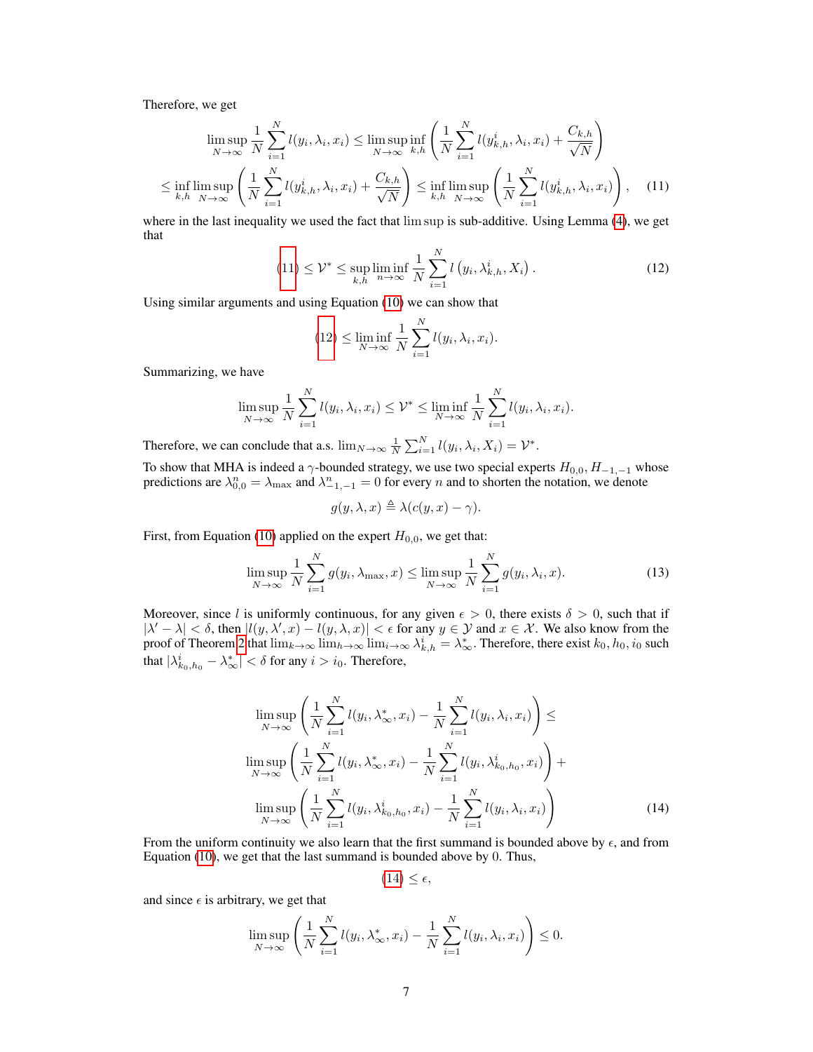Therefore, we get

$$\limsup_{N\to\infty} \frac{1}{N}\sum_{i=1}^{N} l(y_i,\lambda_i,x_i) \leq \limsup_{N\to\infty} \inf_{k,h} \left(\frac{1}{N}\sum_{i=1}^{N} l(y^i_{k,h},\lambda_i,x_i) + \frac{C_{k,h}}{\sqrt{N}}\right)$$

$$\leq \inf_{k,h} \limsup_{N\to\infty} \left(\frac{1}{N}\sum_{i=1}^{N} l(y^i_{k,h},\lambda_i,x_i) + \frac{C_{k,h}}{\sqrt{N}}\right) \leq \inf_{k,h} \limsup_{N\to\infty} \left(\frac{1}{N}\sum_{i=1}^{N} l(y^i_{k,h},\lambda_i,x_i)\right), \tag{11}$$

where in the last inequality we used the fact that lim sup is sub-additive. Using Lemma (4), we get that

$$(11) \leq \mathcal{V}^* \leq \sup_{k,h} \liminf_{n\to\infty} \frac{1}{N}\sum_{i=1}^{N} l\left(y_i,\lambda^i_{k,h},X_i\right). \tag{12}$$

Using similar arguments and using Equation (10) we can show that

$$(12) \leq \liminf_{N\to\infty} \frac{1}{N}\sum_{i=1}^{N} l(y_i,\lambda_i,x_i).$$

Summarizing, we have

$$\limsup_{N\to\infty} \frac{1}{N}\sum_{i=1}^{N} l(y_i,\lambda_i,x_i) \leq \mathcal{V}^* \leq \liminf_{N\to\infty} \frac{1}{N}\sum_{i=1}^{N} l(y_i,\lambda_i,x_i).$$

Therefore, we can conclude that a.s. $\lim_{N\to\infty} \frac{1}{N}\sum_{i=1}^{N} l(y_i,\lambda_i,X_i) = \mathcal{V}^*$.

To show that MHA is indeed a $\gamma$-bounded strategy, we use two special experts $H_{0,0}, H_{-1,-1}$ whose predictions are $\lambda^n_{0,0} = \lambda_{\max}$ and $\lambda^n_{-1,-1} = 0$ for every $n$ and to shorten the notation, we denote

$$g(y,\lambda,x) \triangleq \lambda(c(y,x) - \gamma).$$

First, from Equation (10) applied on the expert $H_{0,0}$, we get that:

$$\limsup_{N\to\infty} \frac{1}{N}\sum_{i=1}^{N} g(y_i,\lambda_{\max},x) \leq \limsup_{N\to\infty} \frac{1}{N}\sum_{i=1}^{N} g(y_i,\lambda_i,x). \tag{13}$$

Moreover, since $l$ is uniformly continuous, for any given $\epsilon > 0$, there exists $\delta > 0$, such that if $|\lambda' - \lambda| < \delta$, then $|l(y,\lambda',x) - l(y,\lambda,x)| < \epsilon$ for any $y \in \mathcal{Y}$ and $x \in \mathcal{X}$. We also know from the proof of Theorem 2 that $\lim_{k\to\infty}\lim_{h\to\infty}\lim_{i\to\infty} \lambda^i_{k,h} = \lambda^*_\infty$. Therefore, there exist $k_0, h_0, i_0$ such that $|\lambda^i_{k_0,h_0} - \lambda^*_\infty| < \delta$ for any $i > i_0$. Therefore,

$$\limsup_{N\to\infty} \left(\frac{1}{N}\sum_{i=1}^{N} l(y_i,\lambda^*_\infty,x_i) - \frac{1}{N}\sum_{i=1}^{N} l(y_i,\lambda_i,x_i)\right) \leq$$
$$\limsup_{N\to\infty} \left(\frac{1}{N}\sum_{i=1}^{N} l(y_i,\lambda^*_\infty,x_i) - \frac{1}{N}\sum_{i=1}^{N} l(y_i,\lambda^i_{k_0,h_0},x_i)\right) +$$
$$\limsup_{N\to\infty} \left(\frac{1}{N}\sum_{i=1}^{N} l(y_i,\lambda^i_{k_0,h_0},x_i) - \frac{1}{N}\sum_{i=1}^{N} l(y_i,\lambda_i,x_i)\right) \tag{14}$$

From the uniform continuity we also learn that the first summand is bounded above by $\epsilon$, and from Equation (10), we get that the last summand is bounded above by 0. Thus,

$$(14) \leq \epsilon,$$

and since $\epsilon$ is arbitrary, we get that

$$\limsup_{N\to\infty} \left(\frac{1}{N}\sum_{i=1}^{N} l(y_i,\lambda^*_\infty,x_i) - \frac{1}{N}\sum_{i=1}^{N} l(y_i,\lambda_i,x_i)\right) \leq 0.$$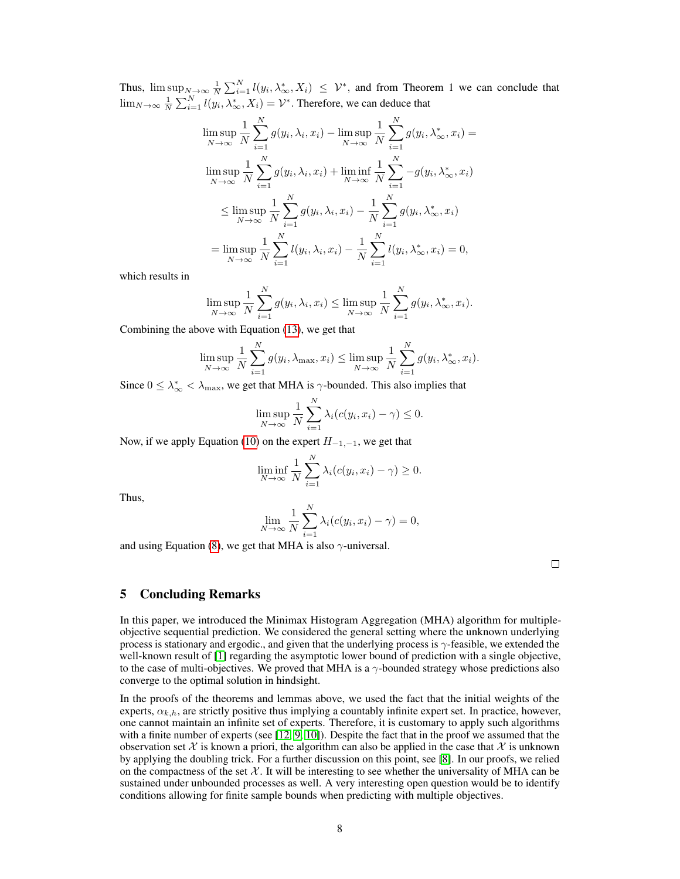Thus, $\limsup_{N\to\infty} \frac{1}{N}\sum_{i=1}^{N} l(y_i, \lambda^*_\infty, X_i) \leq \mathcal{V}^*$, and from Theorem 1 we can conclude that $\lim_{N\to\infty} \frac{1}{N}\sum_{i=1}^{N} l(y_i, \lambda^*_\infty, X_i) = \mathcal{V}^*$. Therefore, we can deduce that

$$
\begin{aligned}
&\limsup_{N\to\infty} \frac{1}{N}\sum_{i=1}^{N} g(y_i, \lambda_i, x_i) - \limsup_{N\to\infty} \frac{1}{N}\sum_{i=1}^{N} g(y_i, \lambda^*_\infty, x_i) = \\
&\limsup_{N\to\infty} \frac{1}{N}\sum_{i=1}^{N} g(y_i, \lambda_i, x_i) + \liminf_{N\to\infty} \frac{1}{N}\sum_{i=1}^{N} -g(y_i, \lambda^*_\infty, x_i) \\
&\leq \limsup_{N\to\infty} \frac{1}{N}\sum_{i=1}^{N} g(y_i, \lambda_i, x_i) - \frac{1}{N}\sum_{i=1}^{N} g(y_i, \lambda^*_\infty, x_i) \\
&= \limsup_{N\to\infty} \frac{1}{N}\sum_{i=1}^{N} l(y_i, \lambda_i, x_i) - \frac{1}{N}\sum_{i=1}^{N} l(y_i, \lambda^*_\infty, x_i) = 0,
\end{aligned}
$$

which results in

$$
\limsup_{N\to\infty} \frac{1}{N}\sum_{i=1}^{N} g(y_i, \lambda_i, x_i) \leq \limsup_{N\to\infty} \frac{1}{N}\sum_{i=1}^{N} g(y_i, \lambda^*_\infty, x_i).
$$

Combining the above with Equation (13), we get that

$$
\limsup_{N\to\infty} \frac{1}{N}\sum_{i=1}^{N} g(y_i, \lambda_{\max}, x_i) \leq \limsup_{N\to\infty} \frac{1}{N}\sum_{i=1}^{N} g(y_i, \lambda^*_\infty, x_i).
$$

Since $0 \leq \lambda^*_\infty < \lambda_{\max}$, we get that MHA is $\gamma$-bounded. This also implies that

$$
\limsup_{N\to\infty} \frac{1}{N}\sum_{i=1}^{N} \lambda_i (c(y_i, x_i) - \gamma) \leq 0.
$$

Now, if we apply Equation (10) on the expert $H_{-1,-1}$, we get that

$$
\liminf_{N\to\infty} \frac{1}{N}\sum_{i=1}^{N} \lambda_i (c(y_i, x_i) - \gamma) \geq 0.
$$

Thus,

$$
\lim_{N\to\infty} \frac{1}{N}\sum_{i=1}^{N} \lambda_i (c(y_i, x_i) - \gamma) = 0,
$$

and using Equation (8), we get that MHA is also $\gamma$-universal.

□

## 5 Concluding Remarks

In this paper, we introduced the Minimax Histogram Aggregation (MHA) algorithm for multiple-objective sequential prediction. We considered the general setting where the unknown underlying process is stationary and ergodic., and given that the underlying process is $\gamma$-feasible, we extended the well-known result of [1] regarding the asymptotic lower bound of prediction with a single objective, to the case of multi-objectives. We proved that MHA is a $\gamma$-bounded strategy whose predictions also converge to the optimal solution in hindsight.

In the proofs of the theorems and lemmas above, we used the fact that the initial weights of the experts, $\alpha_{k,h}$, are strictly positive thus implying a countably infinite expert set. In practice, however, one cannot maintain an infinite set of experts. Therefore, it is customary to apply such algorithms with a finite number of experts (see [12, 9, 10]). Despite the fact that in the proof we assumed that the observation set $\mathcal{X}$ is known a priori, the algorithm can also be applied in the case that $\mathcal{X}$ is unknown by applying the doubling trick. For a further discussion on this point, see [8]. In our proofs, we relied on the compactness of the set $\mathcal{X}$. It will be interesting to see whether the universality of MHA can be sustained under unbounded processes as well. A very interesting open question would be to identify conditions allowing for finite sample bounds when predicting with multiple objectives.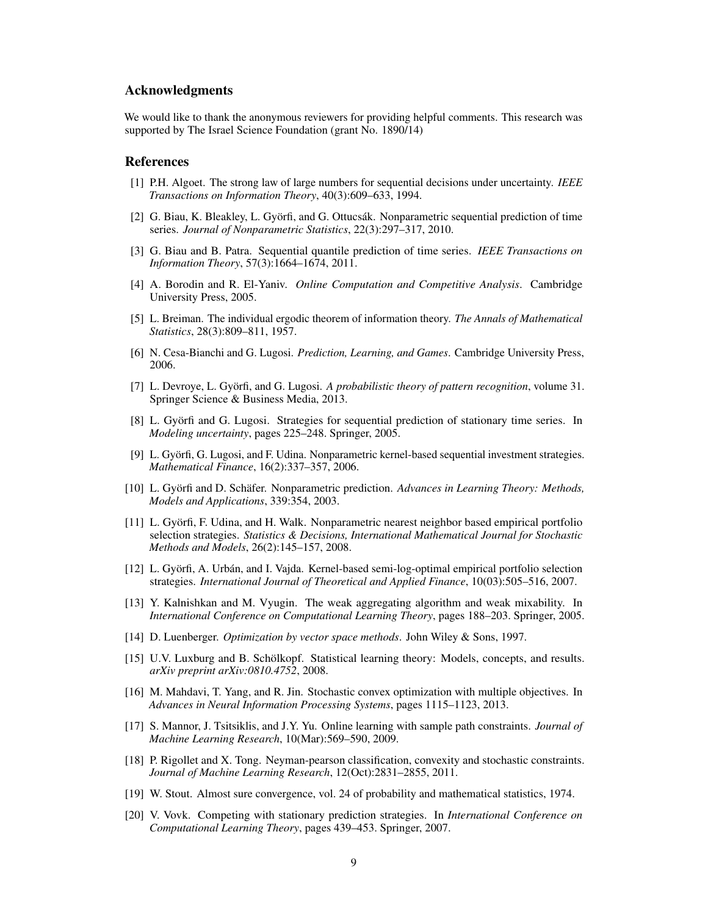## Acknowledgments

We would like to thank the anonymous reviewers for providing helpful comments. This research was supported by The Israel Science Foundation (grant No. 1890/14)

## References

[1] P.H. Algoet. The strong law of large numbers for sequential decisions under uncertainty. *IEEE Transactions on Information Theory*, 40(3):609–633, 1994.

[2] G. Biau, K. Bleakley, L. Györfi, and G. Ottucsák. Nonparametric sequential prediction of time series. *Journal of Nonparametric Statistics*, 22(3):297–317, 2010.

[3] G. Biau and B. Patra. Sequential quantile prediction of time series. *IEEE Transactions on Information Theory*, 57(3):1664–1674, 2011.

[4] A. Borodin and R. El-Yaniv. *Online Computation and Competitive Analysis*. Cambridge University Press, 2005.

[5] L. Breiman. The individual ergodic theorem of information theory. *The Annals of Mathematical Statistics*, 28(3):809–811, 1957.

[6] N. Cesa-Bianchi and G. Lugosi. *Prediction, Learning, and Games*. Cambridge University Press, 2006.

[7] L. Devroye, L. Györfi, and G. Lugosi. *A probabilistic theory of pattern recognition*, volume 31. Springer Science & Business Media, 2013.

[8] L. Györfi and G. Lugosi. Strategies for sequential prediction of stationary time series. In *Modeling uncertainty*, pages 225–248. Springer, 2005.

[9] L. Györfi, G. Lugosi, and F. Udina. Nonparametric kernel-based sequential investment strategies. *Mathematical Finance*, 16(2):337–357, 2006.

[10] L. Györfi and D. Schäfer. Nonparametric prediction. *Advances in Learning Theory: Methods, Models and Applications*, 339:354, 2003.

[11] L. Györfi, F. Udina, and H. Walk. Nonparametric nearest neighbor based empirical portfolio selection strategies. *Statistics & Decisions, International Mathematical Journal for Stochastic Methods and Models*, 26(2):145–157, 2008.

[12] L. Györfi, A. Urbán, and I. Vajda. Kernel-based semi-log-optimal empirical portfolio selection strategies. *International Journal of Theoretical and Applied Finance*, 10(03):505–516, 2007.

[13] Y. Kalnishkan and M. Vyugin. The weak aggregating algorithm and weak mixability. In *International Conference on Computational Learning Theory*, pages 188–203. Springer, 2005.

[14] D. Luenberger. *Optimization by vector space methods*. John Wiley & Sons, 1997.

[15] U.V. Luxburg and B. Schölkopf. Statistical learning theory: Models, concepts, and results. *arXiv preprint arXiv:0810.4752*, 2008.

[16] M. Mahdavi, T. Yang, and R. Jin. Stochastic convex optimization with multiple objectives. In *Advances in Neural Information Processing Systems*, pages 1115–1123, 2013.

[17] S. Mannor, J. Tsitsiklis, and J.Y. Yu. Online learning with sample path constraints. *Journal of Machine Learning Research*, 10(Mar):569–590, 2009.

[18] P. Rigollet and X. Tong. Neyman-pearson classification, convexity and stochastic constraints. *Journal of Machine Learning Research*, 12(Oct):2831–2855, 2011.

[19] W. Stout. Almost sure convergence, vol. 24 of probability and mathematical statistics, 1974.

[20] V. Vovk. Competing with stationary prediction strategies. In *International Conference on Computational Learning Theory*, pages 439–453. Springer, 2007.